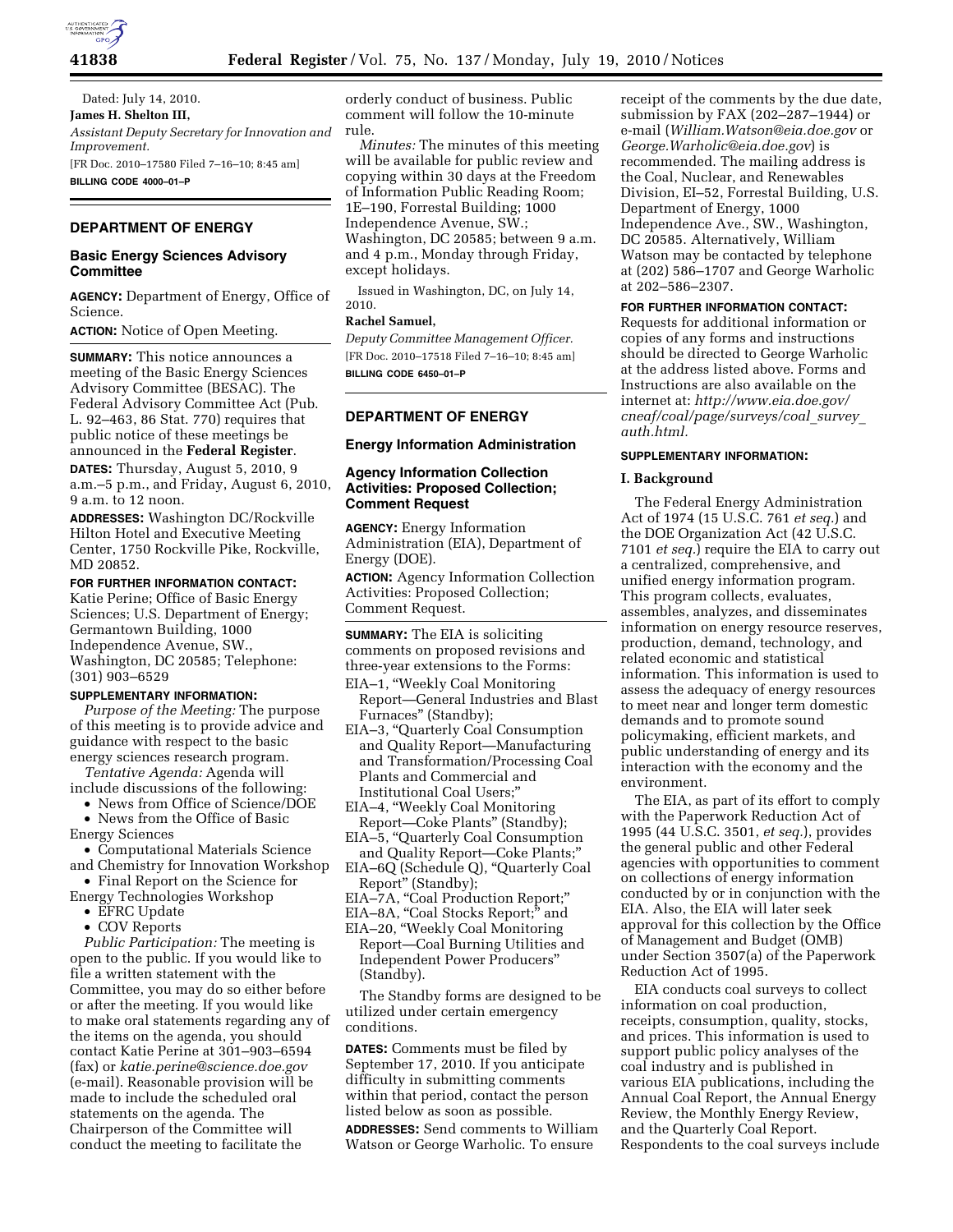Dated: July 14, 2010.

**James H. Shelton III,**

*Assistant Deputy Secretary for Innovation and Improvement.*

[FR Doc. 2010–17580 Filed 7–16–10; 8:45 am]

**BILLING CODE 4000–01–P**

## DEPARTMENT OF ENERGY

### Basic Energy Sciences Advisory Committee

**AGENCY:** Department of Energy, Office of Science.

**ACTION:** Notice of Open Meeting.

**SUMMARY:** This notice announces a meeting of the Basic Energy Sciences Advisory Committee (BESAC). The Federal Advisory Committee Act (Pub. L. 92–463, 86 Stat. 770) requires that public notice of these meetings be announced in the **Federal Register**.

**DATES:** Thursday, August 5, 2010, 9 a.m.–5 p.m., and Friday, August 6, 2010, 9 a.m. to 12 noon.

**ADDRESSES:** Washington DC/Rockville Hilton Hotel and Executive Meeting Center, 1750 Rockville Pike, Rockville, MD 20852.

**FOR FURTHER INFORMATION CONTACT:** Katie Perine; Office of Basic Energy Sciences; U.S. Department of Energy; Germantown Building, 1000 Independence Avenue, SW., Washington, DC 20585; Telephone: (301) 903–6529

**SUPPLEMENTARY INFORMATION:**

*Purpose of the Meeting:* The purpose of this meeting is to provide advice and guidance with respect to the basic energy sciences research program.

*Tentative Agenda:* Agenda will include discussions of the following:

- News from Office of Science/DOE
- News from the Office of Basic Energy Sciences
- Computational Materials Science and Chemistry for Innovation Workshop
- Final Report on the Science for Energy Technologies Workshop
- EFRC Update
- COV Reports

*Public Participation:* The meeting is open to the public. If you would like to file a written statement with the Committee, you may do so either before or after the meeting. If you would like to make oral statements regarding any of the items on the agenda, you should contact Katie Perine at 301–903–6594 (fax) or *katie.perine@science.doe.gov* (e-mail). Reasonable provision will be made to include the scheduled oral statements on the agenda. The Chairperson of the Committee will conduct the meeting to facilitate the orderly conduct of business. Public comment will follow the 10-minute rule.

*Minutes:* The minutes of this meeting will be available for public review and copying within 30 days at the Freedom of Information Public Reading Room; 1E–190, Forrestal Building; 1000 Independence Avenue, SW.; Washington, DC 20585; between 9 a.m. and 4 p.m., Monday through Friday, except holidays.

Issued in Washington, DC, on July 14, 2010.

**Rachel Samuel,**

*Deputy Committee Management Officer.*

[FR Doc. 2010–17518 Filed 7–16–10; 8:45 am]

**BILLING CODE 6450–01–P**

## DEPARTMENT OF ENERGY

### Energy Information Administration

### Agency Information Collection Activities: Proposed Collection; Comment Request

**AGENCY:** Energy Information Administration (EIA), Department of Energy (DOE).

**ACTION:** Agency Information Collection Activities: Proposed Collection; Comment Request.

**SUMMARY:** The EIA is soliciting comments on proposed revisions and three-year extensions to the Forms:

EIA–1, "Weekly Coal Monitoring Report—General Industries and Blast Furnaces" (Standby);
EIA–3, "Quarterly Coal Consumption and Quality Report—Manufacturing and Transformation/Processing Coal Plants and Commercial and Institutional Coal Users;"
EIA–4, "Weekly Coal Monitoring Report—Coke Plants" (Standby);
EIA–5, "Quarterly Coal Consumption and Quality Report—Coke Plants;"
EIA–6Q (Schedule Q), "Quarterly Coal Report" (Standby);
EIA–7A, "Coal Production Report;"
EIA–8A, "Coal Stocks Report;" and
EIA–20, "Weekly Coal Monitoring Report—Coal Burning Utilities and Independent Power Producers" (Standby).

The Standby forms are designed to be utilized under certain emergency conditions.

**DATES:** Comments must be filed by September 17, 2010. If you anticipate difficulty in submitting comments within that period, contact the person listed below as soon as possible.

**ADDRESSES:** Send comments to William Watson or George Warholic. To ensure receipt of the comments by the due date, submission by FAX (202–287–1944) or e-mail (*William.Watson@eia.doe.gov* or *George.Warholic@eia.doe.gov*) is recommended. The mailing address is the Coal, Nuclear, and Renewables Division, EI–52, Forrestal Building, U.S. Department of Energy, 1000 Independence Ave., SW., Washington, DC 20585. Alternatively, William Watson may be contacted by telephone at (202) 586–1707 and George Warholic at 202–586–2307.

**FOR FURTHER INFORMATION CONTACT:** Requests for additional information or copies of any forms and instructions should be directed to George Warholic at the address listed above. Forms and Instructions are also available on the internet at: *http://www.eia.doe.gov/cneaf/coal/page/surveys/coal_survey_auth.html.*

**SUPPLEMENTARY INFORMATION:**

**I. Background**

The Federal Energy Administration Act of 1974 (15 U.S.C. 761 *et seq.*) and the DOE Organization Act (42 U.S.C. 7101 *et seq.*) require the EIA to carry out a centralized, comprehensive, and unified energy information program. This program collects, evaluates, assembles, analyzes, and disseminates information on energy resource reserves, production, demand, technology, and related economic and statistical information. This information is used to assess the adequacy of energy resources to meet near and longer term domestic demands and to promote sound policymaking, efficient markets, and public understanding of energy and its interaction with the economy and the environment.

The EIA, as part of its effort to comply with the Paperwork Reduction Act of 1995 (44 U.S.C. 3501, *et seq.*), provides the general public and other Federal agencies with opportunities to comment on collections of energy information conducted by or in conjunction with the EIA. Also, the EIA will later seek approval for this collection by the Office of Management and Budget (OMB) under Section 3507(a) of the Paperwork Reduction Act of 1995.

EIA conducts coal surveys to collect information on coal production, receipts, consumption, quality, stocks, and prices. This information is used to support public policy analyses of the coal industry and is published in various EIA publications, including the Annual Coal Report, the Annual Energy Review, the Monthly Energy Review, and the Quarterly Coal Report. Respondents to the coal surveys include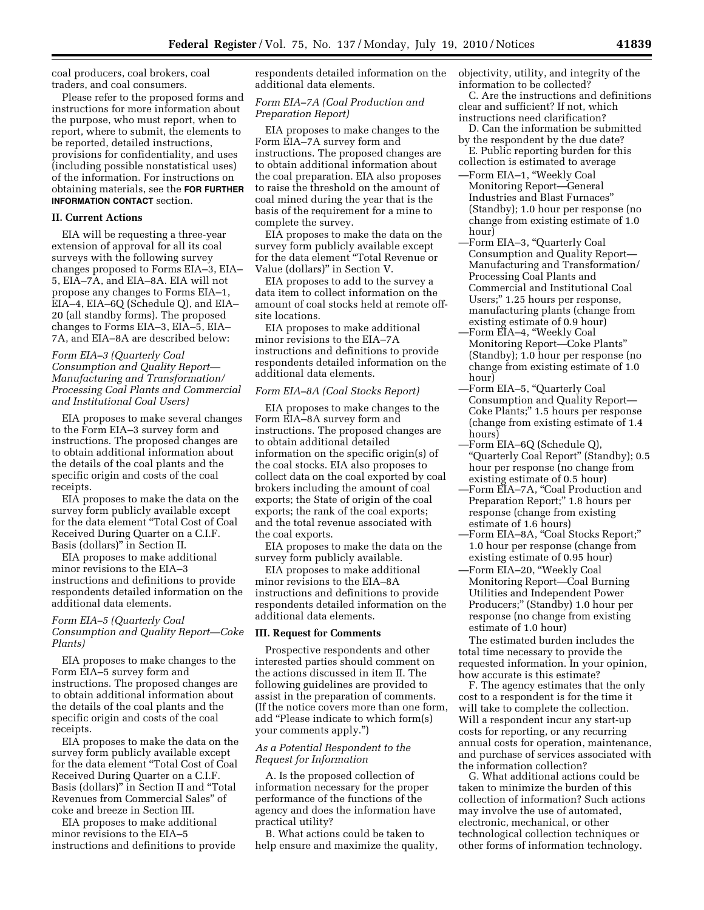coal producers, coal brokers, coal traders, and coal consumers.

Please refer to the proposed forms and instructions for more information about the purpose, who must report, when to report, where to submit, the elements to be reported, detailed instructions, provisions for confidentiality, and uses (including possible nonstatistical uses) of the information. For instructions on obtaining materials, see the **FOR FURTHER INFORMATION CONTACT** section.

## II. Current Actions

EIA will be requesting a three-year extension of approval for all its coal surveys with the following survey changes proposed to Forms EIA–3, EIA–5, EIA–7A, and EIA–8A. EIA will not propose any changes to Forms EIA–1, EIA–4, EIA–6Q (Schedule Q), and EIA–20 (all standby forms). The proposed changes to Forms EIA–3, EIA–5, EIA–7A, and EIA–8A are described below:

### *Form EIA–3 (Quarterly Coal Consumption and Quality Report—Manufacturing and Transformation/Processing Coal Plants and Commercial and Institutional Coal Users)*

EIA proposes to make several changes to the Form EIA–3 survey form and instructions. The proposed changes are to obtain additional information about the details of the coal plants and the specific origin and costs of the coal receipts.

EIA proposes to make the data on the survey form publicly available except for the data element "Total Cost of Coal Received During Quarter on a C.I.F. Basis (dollars)" in Section II.

EIA proposes to make additional minor revisions to the EIA–3 instructions and definitions to provide respondents detailed information on the additional data elements.

### *Form EIA–5 (Quarterly Coal Consumption and Quality Report—Coke Plants)*

EIA proposes to make changes to the Form EIA–5 survey form and instructions. The proposed changes are to obtain additional information about the details of the coal plants and the specific origin and costs of the coal receipts.

EIA proposes to make the data on the survey form publicly available except for the data element "Total Cost of Coal Received During Quarter on a C.I.F. Basis (dollars)" in Section II and "Total Revenues from Commercial Sales" of coke and breeze in Section III.

EIA proposes to make additional minor revisions to the EIA–5 instructions and definitions to provide respondents detailed information on the additional data elements.

### *Form EIA–7A (Coal Production and Preparation Report)*

EIA proposes to make changes to the Form EIA–7A survey form and instructions. The proposed changes are to obtain additional information about the coal preparation. EIA also proposes to raise the threshold on the amount of coal mined during the year that is the basis of the requirement for a mine to complete the survey.

EIA proposes to make the data on the survey form publicly available except for the data element "Total Revenue or Value (dollars)" in Section V.

EIA proposes to add to the survey a data item to collect information on the amount of coal stocks held at remote off-site locations.

EIA proposes to make additional minor revisions to the EIA–7A instructions and definitions to provide respondents detailed information on the additional data elements.

### *Form EIA–8A (Coal Stocks Report)*

EIA proposes to make changes to the Form EIA–8A survey form and instructions. The proposed changes are to obtain additional detailed information on the specific origin(s) of the coal stocks. EIA also proposes to collect data on the coal exported by coal brokers including the amount of coal exports; the State of origin of the coal exports; the rank of the coal exports; and the total revenue associated with the coal exports.

EIA proposes to make the data on the survey form publicly available.

EIA proposes to make additional minor revisions to the EIA–8A instructions and definitions to provide respondents detailed information on the additional data elements.

## III. Request for Comments

Prospective respondents and other interested parties should comment on the actions discussed in item II. The following guidelines are provided to assist in the preparation of comments. (If the notice covers more than one form, add "Please indicate to which form(s) your comments apply.")

### *As a Potential Respondent to the Request for Information*

A. Is the proposed collection of information necessary for the proper performance of the functions of the agency and does the information have practical utility?

B. What actions could be taken to help ensure and maximize the quality, objectivity, utility, and integrity of the information to be collected?

C. Are the instructions and definitions clear and sufficient? If not, which instructions need clarification?

D. Can the information be submitted by the respondent by the due date?

E. Public reporting burden for this collection is estimated to average

—Form EIA–1, "Weekly Coal Monitoring Report—General Industries and Blast Furnaces" (Standby); 1.0 hour per response (no change from existing estimate of 1.0 hour)

—Form EIA–3, "Quarterly Coal Consumption and Quality Report—Manufacturing and Transformation/Processing Coal Plants and Commercial and Institutional Coal Users;" 1.25 hours per response, manufacturing plants (change from existing estimate of 0.9 hour)

—Form EIA–4, "Weekly Coal Monitoring Report—Coke Plants" (Standby); 1.0 hour per response (no change from existing estimate of 1.0 hour)

—Form EIA–5, "Quarterly Coal Consumption and Quality Report—Coke Plants;" 1.5 hours per response (change from existing estimate of 1.4 hours)

—Form EIA–6Q (Schedule Q), "Quarterly Coal Report" (Standby); 0.5 hour per response (no change from existing estimate of 0.5 hour)

—Form EIA–7A, "Coal Production and Preparation Report;" 1.8 hours per response (change from existing estimate of 1.6 hours)

—Form EIA–8A, "Coal Stocks Report;" 1.0 hour per response (change from existing estimate of 0.95 hour)

—Form EIA–20, "Weekly Coal Monitoring Report—Coal Burning Utilities and Independent Power Producers;" (Standby) 1.0 hour per response (no change from existing estimate of 1.0 hour)

The estimated burden includes the total time necessary to provide the requested information. In your opinion, how accurate is this estimate?

F. The agency estimates that the only cost to a respondent is for the time it will take to complete the collection. Will a respondent incur any start-up costs for reporting, or any recurring annual costs for operation, maintenance, and purchase of services associated with the information collection?

G. What additional actions could be taken to minimize the burden of this collection of information? Such actions may involve the use of automated, electronic, mechanical, or other technological collection techniques or other forms of information technology.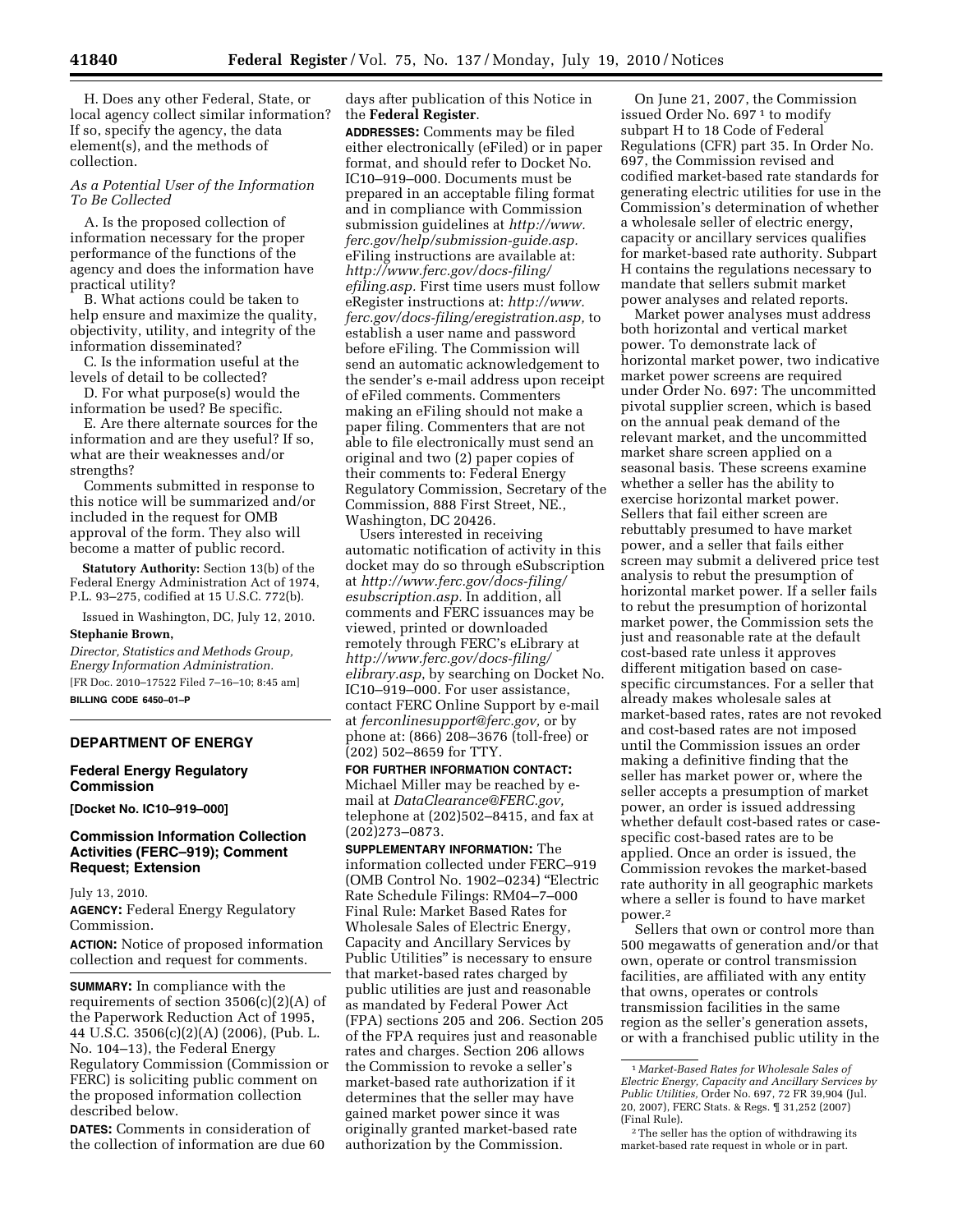H. Does any other Federal, State, or local agency collect similar information? If so, specify the agency, the data element(s), and the methods of collection.

*As a Potential User of the Information To Be Collected*

A. Is the proposed collection of information necessary for the proper performance of the functions of the agency and does the information have practical utility?

B. What actions could be taken to help ensure and maximize the quality, objectivity, utility, and integrity of the information disseminated?

C. Is the information useful at the levels of detail to be collected?

D. For what purpose(s) would the information be used? Be specific.

E. Are there alternate sources for the information and are they useful? If so, what are their weaknesses and/or strengths?

Comments submitted in response to this notice will be summarized and/or included in the request for OMB approval of the form. They also will become a matter of public record.

**Statutory Authority:** Section 13(b) of the Federal Energy Administration Act of 1974, P.L. 93–275, codified at 15 U.S.C. 772(b).

Issued in Washington, DC, July 12, 2010.

**Stephanie Brown,**

*Director, Statistics and Methods Group, Energy Information Administration.*

[FR Doc. 2010–17522 Filed 7–16–10; 8:45 am]

**BILLING CODE 6450–01–P**

## DEPARTMENT OF ENERGY

### Federal Energy Regulatory Commission

**[Docket No. IC10–919–000]**

### Commission Information Collection Activities (FERC–919); Comment Request; Extension

July 13, 2010.

**AGENCY:** Federal Energy Regulatory Commission.

**ACTION:** Notice of proposed information collection and request for comments.

**SUMMARY:** In compliance with the requirements of section 3506(c)(2)(A) of the Paperwork Reduction Act of 1995, 44 U.S.C. 3506(c)(2)(A) (2006), (Pub. L. No. 104–13), the Federal Energy Regulatory Commission (Commission or FERC) is soliciting public comment on the proposed information collection described below.

**DATES:** Comments in consideration of the collection of information are due 60 days after publication of this Notice in the **Federal Register**.

**ADDRESSES:** Comments may be filed either electronically (eFiled) or in paper format, and should refer to Docket No. IC10–919–000. Documents must be prepared in an acceptable filing format and in compliance with Commission submission guidelines at *http://www.ferc.gov/help/submission-guide.asp.* eFiling instructions are available at: *http://www.ferc.gov/docs-filing/efiling.asp.* First time users must follow eRegister instructions at: *http://www.ferc.gov/docs-filing/eregistration.asp,* to establish a user name and password before eFiling. The Commission will send an automatic acknowledgement to the sender's e-mail address upon receipt of eFiled comments. Commenters making an eFiling should not make a paper filing. Commenters that are not able to file electronically must send an original and two (2) paper copies of their comments to: Federal Energy Regulatory Commission, Secretary of the Commission, 888 First Street, NE., Washington, DC 20426.

Users interested in receiving automatic notification of activity in this docket may do so through eSubscription at *http://www.ferc.gov/docs-filing/esubscription.asp.* In addition, all comments and FERC issuances may be viewed, printed or downloaded remotely through FERC's eLibrary at *http://www.ferc.gov/docs-filing/elibrary.asp*, by searching on Docket No. IC10–919–000. For user assistance, contact FERC Online Support by e-mail at *ferconlinesupport@ferc.gov,* or by phone at: (866) 208–3676 (toll-free) or (202) 502–8659 for TTY.

**FOR FURTHER INFORMATION CONTACT:** Michael Miller may be reached by e-mail at *DataClearance@FERC.gov,* telephone at (202)502–8415, and fax at (202)273–0873.

**SUPPLEMENTARY INFORMATION:** The information collected under FERC–919 (OMB Control No. 1902–0234) "Electric Rate Schedule Filings: RM04–7–000 Final Rule: Market Based Rates for Wholesale Sales of Electric Energy, Capacity and Ancillary Services by Public Utilities" is necessary to ensure that market-based rates charged by public utilities are just and reasonable as mandated by Federal Power Act (FPA) sections 205 and 206. Section 205 of the FPA requires just and reasonable rates and charges. Section 206 allows the Commission to revoke a seller's market-based rate authorization if it determines that the seller may have gained market power since it was originally granted market-based rate authorization by the Commission.

On June 21, 2007, the Commission issued Order No. 697 [1] to modify subpart H to 18 Code of Federal Regulations (CFR) part 35. In Order No. 697, the Commission revised and codified market-based rate standards for generating electric utilities for use in the Commission's determination of whether a wholesale seller of electric energy, capacity or ancillary services qualifies for market-based rate authority. Subpart H contains the regulations necessary to mandate that sellers submit market power analyses and related reports.

Market power analyses must address both horizontal and vertical market power. To demonstrate lack of horizontal market power, two indicative market power screens are required under Order No. 697: The uncommitted pivotal supplier screen, which is based on the annual peak demand of the relevant market, and the uncommitted market share screen applied on a seasonal basis. These screens examine whether a seller has the ability to exercise horizontal market power. Sellers that fail either screen are rebuttably presumed to have market power, and a seller that fails either screen may submit a delivered price test analysis to rebut the presumption of horizontal market power. If a seller fails to rebut the presumption of horizontal market power, the Commission sets the just and reasonable rate at the default cost-based rate unless it approves different mitigation based on case-specific circumstances. For a seller that already makes wholesale sales at market-based rates, rates are not revoked and cost-based rates are not imposed until the Commission issues an order making a definitive finding that the seller has market power or, where the seller accepts a presumption of market power, an order is issued addressing whether default cost-based rates or case-specific cost-based rates are to be applied. Once an order is issued, the Commission revokes the market-based rate authority in all geographic markets where a seller is found to have market power.[2]

Sellers that own or control more than 500 megawatts of generation and/or that own, operate or control transmission facilities, are affiliated with any entity that owns, operates or controls transmission facilities in the same region as the seller's generation assets, or with a franchised public utility in the

[1] *Market-Based Rates for Wholesale Sales of Electric Energy, Capacity and Ancillary Services by Public Utilities,* Order No. 697, 72 FR 39,904 (Jul. 20, 2007), FERC Stats. & Regs. ¶ 31,252 (2007) (Final Rule).

[2] The seller has the option of withdrawing its market-based rate request in whole or in part.